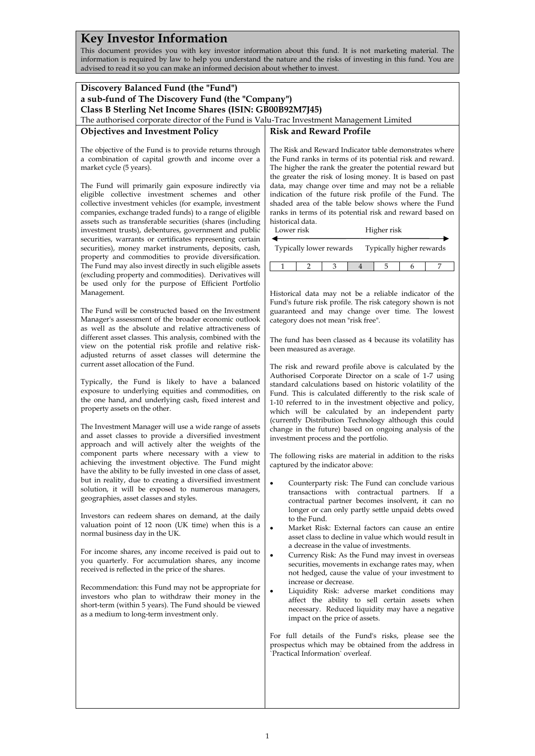# Key Investor Information

This document provides you with key investor information about this fund. It is not marketing material. The information is required by law to help you understand the nature and the risks of investing in this fund. You are advised to read it so you can make an informed decision about whether to invest.

**Discovery Balanced Fund (the "Fund")**
**a sub-fund of The Discovery Fund (the "Company")**
**Class B Sterling Net Income Shares (ISIN: GB00B92M7J45)**
The authorised corporate director of the Fund is Valu-Trac Investment Management Limited

## Objectives and Investment Policy

The objective of the Fund is to provide returns through a combination of capital growth and income over a market cycle (5 years).

The Fund will primarily gain exposure indirectly via eligible collective investment schemes and other collective investment vehicles (for example, investment companies, exchange traded funds) to a range of eligible assets such as transferable securities (shares (including investment trusts), debentures, government and public securities, warrants or certificates representing certain securities), money market instruments, deposits, cash, property and commodities to provide diversification. The Fund may also invest directly in such eligible assets (excluding property and commodities). Derivatives will be used only for the purpose of Efficient Portfolio Management.

The Fund will be constructed based on the Investment Manager's assessment of the broader economic outlook as well as the absolute and relative attractiveness of different asset classes. This analysis, combined with the view on the potential risk profile and relative risk-adjusted returns of asset classes will determine the current asset allocation of the Fund.

Typically, the Fund is likely to have a balanced exposure to underlying equities and commodities, on the one hand, and underlying cash, fixed interest and property assets on the other.

The Investment Manager will use a wide range of assets and asset classes to provide a diversified investment approach and will actively alter the weights of the component parts where necessary with a view to achieving the investment objective. The Fund might have the ability to be fully invested in one class of asset, but in reality, due to creating a diversified investment solution, it will be exposed to numerous managers, geographies, asset classes and styles.

Investors can redeem shares on demand, at the daily valuation point of 12 noon (UK time) when this is a normal business day in the UK.

For income shares, any income received is paid out to you quarterly. For accumulation shares, any income received is reflected in the price of the shares.

Recommendation: this Fund may not be appropriate for investors who plan to withdraw their money in the short-term (within 5 years). The Fund should be viewed as a medium to long-term investment only.

## Risk and Reward Profile

The Risk and Reward Indicator table demonstrates where the Fund ranks in terms of its potential risk and reward. The higher the rank the greater the potential reward but the greater the risk of losing money. It is based on past data, may change over time and may not be a reliable indication of the future risk profile of the Fund. The shaded area of the table below shows where the Fund ranks in terms of its potential risk and reward based on historical data.

Lower risk — Higher risk

Typically lower rewards — Typically higher rewards

| 1 | 2 | 3 | **4** | 5 | 6 | 7 |
|---|---|---|---|---|---|---|

Historical data may not be a reliable indicator of the Fund's future risk profile. The risk category shown is not guaranteed and may change over time. The lowest category does not mean "risk free".

The fund has been classed as 4 because its volatility has been measured as average.

The risk and reward profile above is calculated by the Authorised Corporate Director on a scale of 1-7 using standard calculations based on historic volatility of the Fund. This is calculated differently to the risk scale of 1-10 referred to in the investment objective and policy, which will be calculated by an independent party (currently Distribution Technology although this could change in the future) based on ongoing analysis of the investment process and the portfolio.

The following risks are material in addition to the risks captured by the indicator above:

- Counterparty risk: The Fund can conclude various transactions with contractual partners. If a contractual partner becomes insolvent, it can no longer or can only partly settle unpaid debts owed to the Fund.
- Market Risk: External factors can cause an entire asset class to decline in value which would result in a decrease in the value of investments.
- Currency Risk: As the Fund may invest in overseas securities, movements in exchange rates may, when not hedged, cause the value of your investment to increase or decrease.
- Liquidity Risk: adverse market conditions may affect the ability to sell certain assets when necessary. Reduced liquidity may have a negative impact on the price of assets.

For full details of the Fund's risks, please see the prospectus which may be obtained from the address in `Practical Information` overleaf.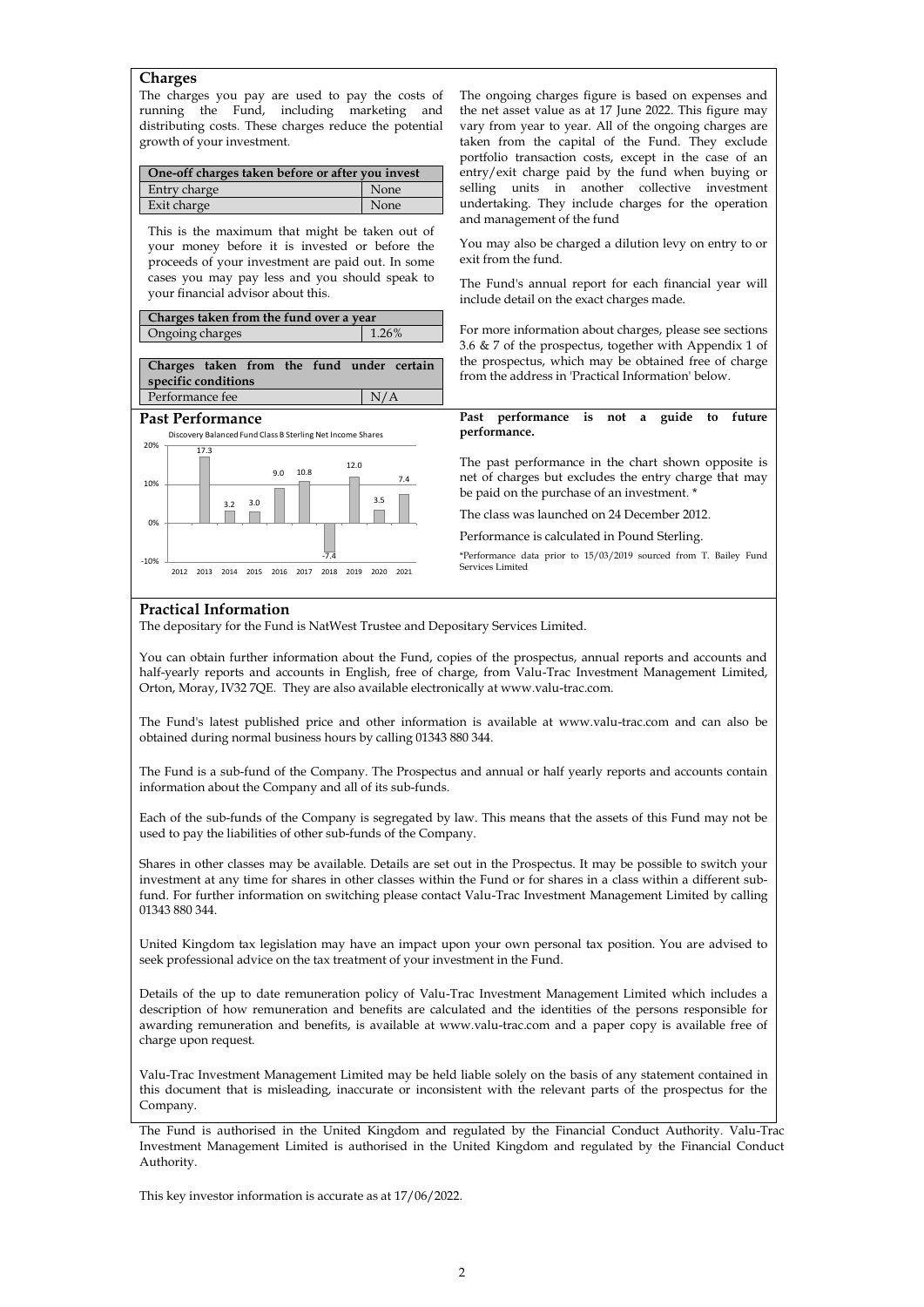## Charges

The charges you pay are used to pay the costs of running the Fund, including marketing and distributing costs. These charges reduce the potential growth of your investment.

| One-off charges taken before or after you invest | |
|---|---|
| Entry charge | None |
| Exit charge | None |

This is the maximum that might be taken out of your money before it is invested or before the proceeds of your investment are paid out. In some cases you may pay less and you should speak to your financial advisor about this.

| Charges taken from the fund over a year | |
|---|---|
| Ongoing charges | 1.26% |

| Charges taken from the fund under certain specific conditions | |
|---|---|
| Performance fee | N/A |

The ongoing charges figure is based on expenses and the net asset value as at 17 June 2022. This figure may vary from year to year. All of the ongoing charges are taken from the capital of the Fund. They exclude portfolio transaction costs, except in the case of an entry/exit charge paid by the fund when buying or selling units in another collective investment undertaking. They include charges for the operation and management of the fund

You may also be charged a dilution levy on entry to or exit from the fund.

The Fund's annual report for each financial year will include detail on the exact charges made.

For more information about charges, please see sections 3.6 & 7 of the prospectus, together with Appendix 1 of the prospectus, which may be obtained free of charge from the address in 'Practical Information' below.

## Past Performance

Discovery Balanced Fund Class B Sterling Net Income Shares

20%
10%
0%
-10%

17.3
3.2
3.0
9.0
10.8
-7.4
12.0
3.5
7.4

2012 2013 2014 2015 2016 2017 2018 2019 2020 2021

**Past performance is not a guide to future performance.**

The past performance in the chart shown opposite is net of charges but excludes the entry charge that may be paid on the purchase of an investment. *

The class was launched on 24 December 2012.

Performance is calculated in Pound Sterling.

*Performance data prior to 15/03/2019 sourced from T. Bailey Fund Services Limited

## Practical Information

The depositary for the Fund is NatWest Trustee and Depositary Services Limited.

You can obtain further information about the Fund, copies of the prospectus, annual reports and accounts and half-yearly reports and accounts in English, free of charge, from Valu-Trac Investment Management Limited, Orton, Moray, IV32 7QE. They are also available electronically at www.valu-trac.com.

The Fund's latest published price and other information is available at www.valu-trac.com and can also be obtained during normal business hours by calling 01343 880 344.

The Fund is a sub-fund of the Company. The Prospectus and annual or half yearly reports and accounts contain information about the Company and all of its sub-funds.

Each of the sub-funds of the Company is segregated by law. This means that the assets of this Fund may not be used to pay the liabilities of other sub-funds of the Company.

Shares in other classes may be available. Details are set out in the Prospectus. It may be possible to switch your investment at any time for shares in other classes within the Fund or for shares in a class within a different sub-fund. For further information on switching please contact Valu-Trac Investment Management Limited by calling 01343 880 344.

United Kingdom tax legislation may have an impact upon your own personal tax position. You are advised to seek professional advice on the tax treatment of your investment in the Fund.

Details of the up to date remuneration policy of Valu-Trac Investment Management Limited which includes a description of how remuneration and benefits are calculated and the identities of the persons responsible for awarding remuneration and benefits, is available at www.valu-trac.com and a paper copy is available free of charge upon request.

Valu-Trac Investment Management Limited may be held liable solely on the basis of any statement contained in this document that is misleading, inaccurate or inconsistent with the relevant parts of the prospectus for the Company.

The Fund is authorised in the United Kingdom and regulated by the Financial Conduct Authority. Valu-Trac Investment Management Limited is authorised in the United Kingdom and regulated by the Financial Conduct Authority.

This key investor information is accurate as at 17/06/2022.